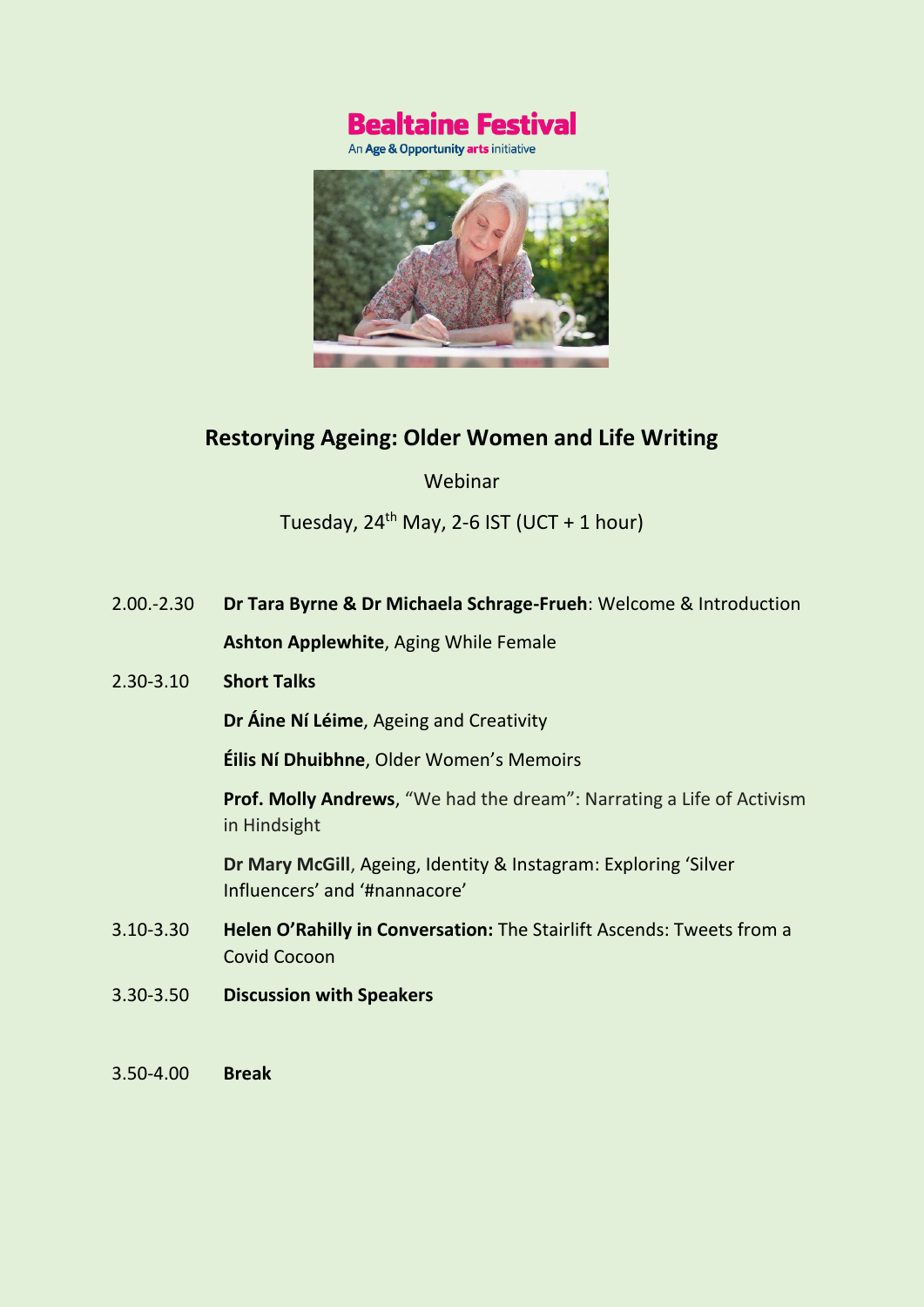Bealtaine Festival

An Age & Opportunity arts initiative

# Restorying Ageing: Older Women and Life Writing

Webinar

Tuesday, 24th May, 2-6 IST (UCT + 1 hour)

2.00.-2.30 **Dr Tara Byrne & Dr Michaela Schrage-Frueh**: Welcome & Introduction

**Ashton Applewhite**, Aging While Female

2.30-3.10 **Short Talks**

**Dr Áine Ní Léime**, Ageing and Creativity

**Éilis Ní Dhuibhne**, Older Women's Memoirs

**Prof. Molly Andrews**, "We had the dream": Narrating a Life of Activism in Hindsight

**Dr Mary McGill**, Ageing, Identity & Instagram: Exploring 'Silver Influencers' and '#nannacore'

3.10-3.30 **Helen O'Rahilly in Conversation:** The Stairlift Ascends: Tweets from a Covid Cocoon

3.30-3.50 **Discussion with Speakers**

3.50-4.00 **Break**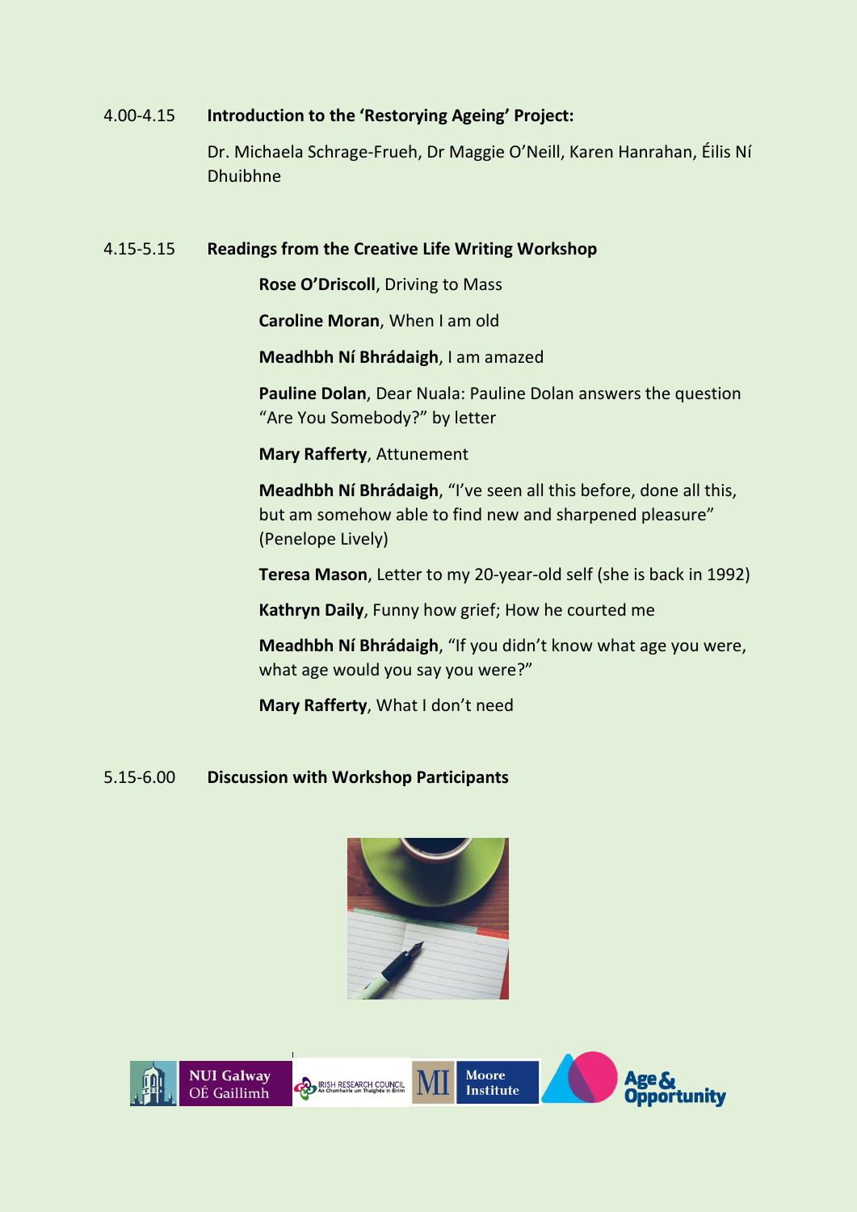4.00-4.15 **Introduction to the 'Restorying Ageing' Project:**

Dr. Michaela Schrage-Frueh, Dr Maggie O'Neill, Karen Hanrahan, Éilis Ní Dhuibhne

4.15-5.15 **Readings from the Creative Life Writing Workshop**

**Rose O'Driscoll**, Driving to Mass

**Caroline Moran**, When I am old

**Meadhbh Ní Bhrádaigh**, I am amazed

**Pauline Dolan**, Dear Nuala: Pauline Dolan answers the question "Are You Somebody?" by letter

**Mary Rafferty**, Attunement

**Meadhbh Ní Bhrádaigh**, "I've seen all this before, done all this, but am somehow able to find new and sharpened pleasure" (Penelope Lively)

**Teresa Mason**, Letter to my 20-year-old self (she is back in 1992)

**Kathryn Daily**, Funny how grief; How he courted me

**Meadhbh Ní Bhrádaigh**, "If you didn't know what age you were, what age would you say you were?"

**Mary Rafferty**, What I don't need

5.15-6.00 **Discussion with Workshop Participants**

NUI Galway OÉ Gaillimh | Irish Research Council An Chomhairle um Thaighde in Éirinn | MI Moore Institute | Age & Opportunity